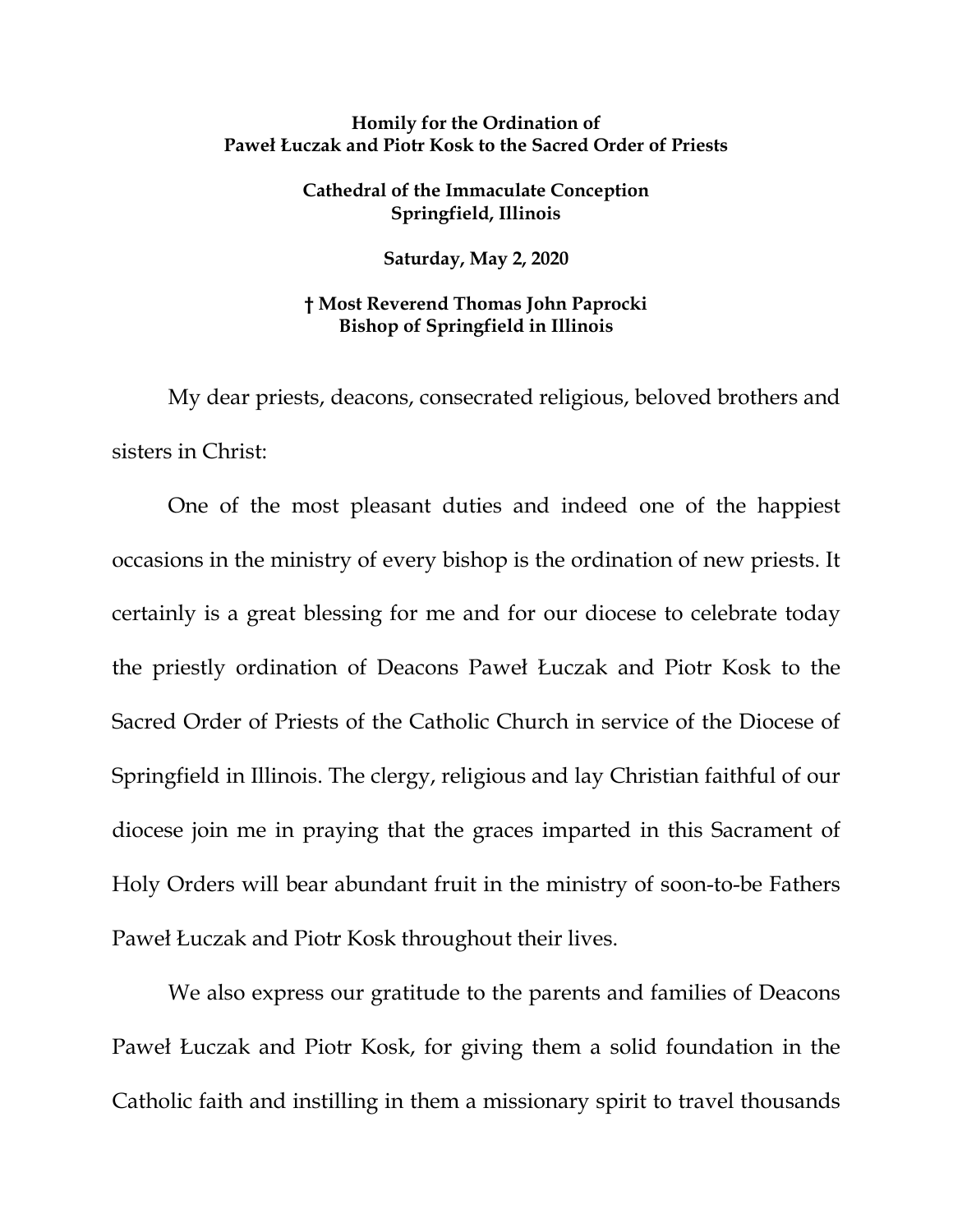**Homily for the Ordination of**
**Paweł Łuczak and Piotr Kosk to the Sacred Order of Priests**

**Cathedral of the Immaculate Conception**
**Springfield, Illinois**

**Saturday, May 2, 2020**

**† Most Reverend Thomas John Paprocki**
**Bishop of Springfield in Illinois**

My dear priests, deacons, consecrated religious, beloved brothers and sisters in Christ:

One of the most pleasant duties and indeed one of the happiest occasions in the ministry of every bishop is the ordination of new priests. It certainly is a great blessing for me and for our diocese to celebrate today the priestly ordination of Deacons Paweł Łuczak and Piotr Kosk to the Sacred Order of Priests of the Catholic Church in service of the Diocese of Springfield in Illinois. The clergy, religious and lay Christian faithful of our diocese join me in praying that the graces imparted in this Sacrament of Holy Orders will bear abundant fruit in the ministry of soon-to-be Fathers Paweł Łuczak and Piotr Kosk throughout their lives.

We also express our gratitude to the parents and families of Deacons Paweł Łuczak and Piotr Kosk, for giving them a solid foundation in the Catholic faith and instilling in them a missionary spirit to travel thousands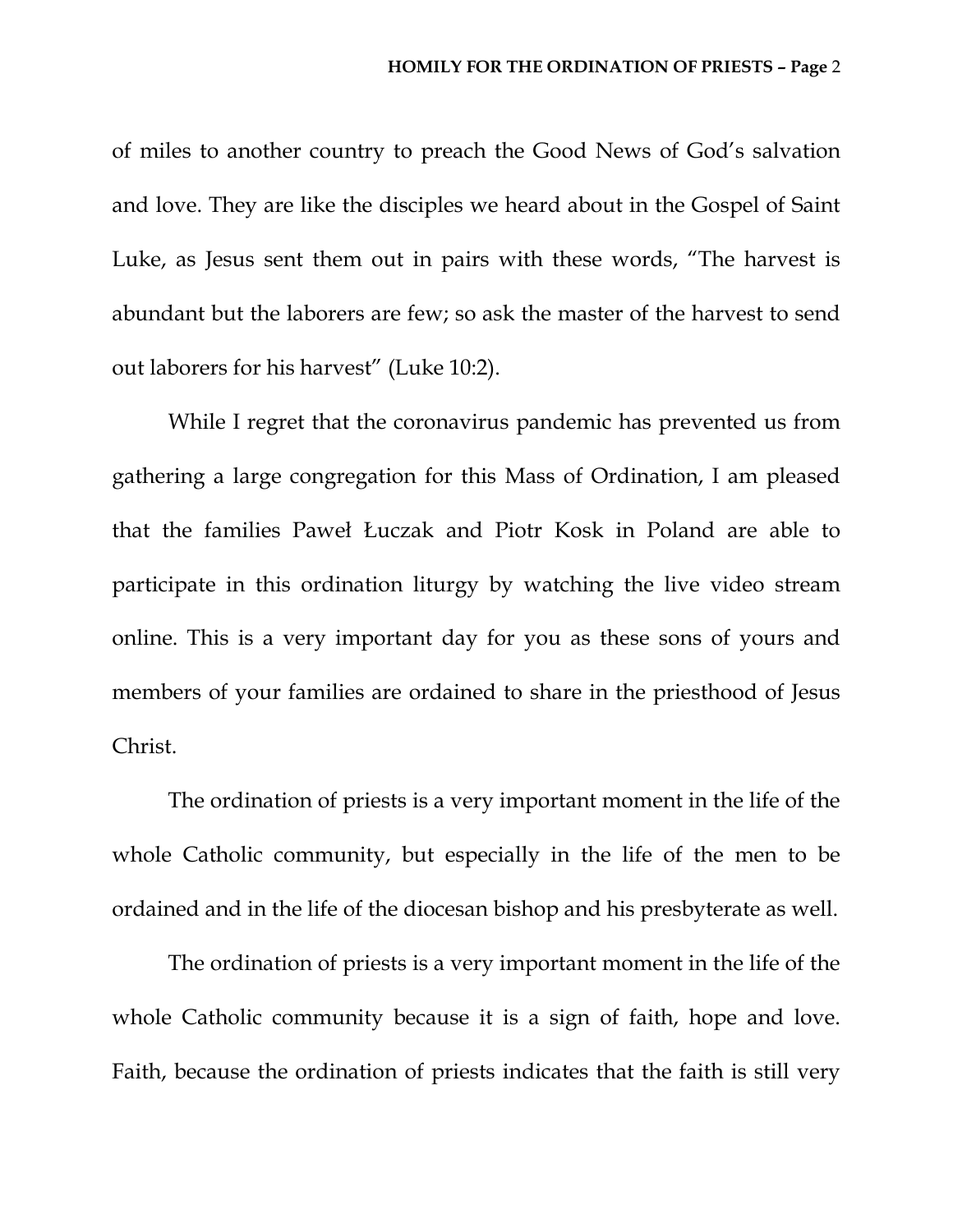of miles to another country to preach the Good News of God's salvation and love. They are like the disciples we heard about in the Gospel of Saint Luke, as Jesus sent them out in pairs with these words, "The harvest is abundant but the laborers are few; so ask the master of the harvest to send out laborers for his harvest" (Luke 10:2).

While I regret that the coronavirus pandemic has prevented us from gathering a large congregation for this Mass of Ordination, I am pleased that the families Paweł Łuczak and Piotr Kosk in Poland are able to participate in this ordination liturgy by watching the live video stream online. This is a very important day for you as these sons of yours and members of your families are ordained to share in the priesthood of Jesus Christ.

The ordination of priests is a very important moment in the life of the whole Catholic community, but especially in the life of the men to be ordained and in the life of the diocesan bishop and his presbyterate as well.

The ordination of priests is a very important moment in the life of the whole Catholic community because it is a sign of faith, hope and love. Faith, because the ordination of priests indicates that the faith is still very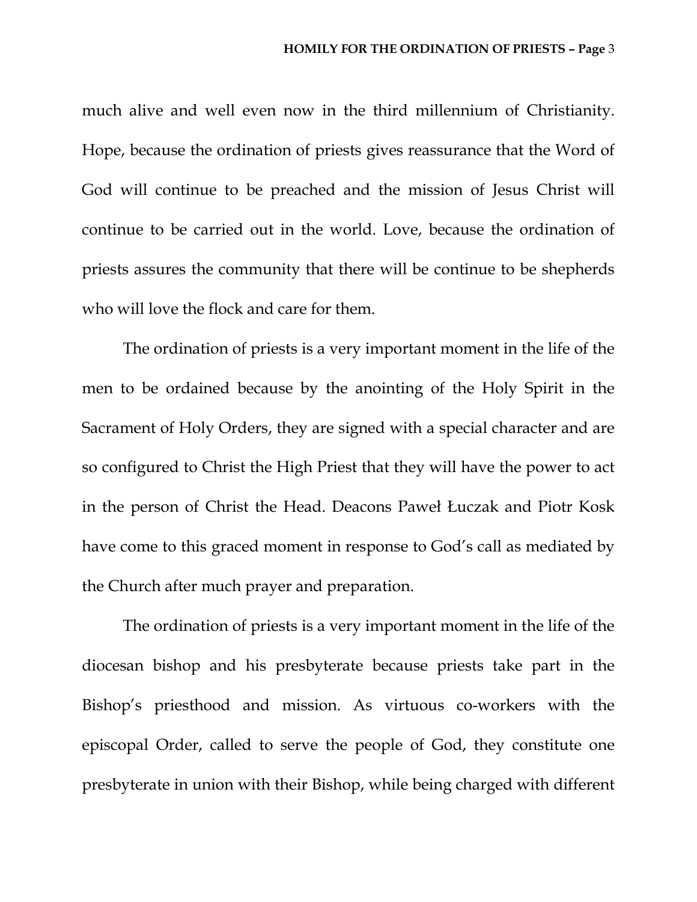much alive and well even now in the third millennium of Christianity. Hope, because the ordination of priests gives reassurance that the Word of God will continue to be preached and the mission of Jesus Christ will continue to be carried out in the world. Love, because the ordination of priests assures the community that there will be continue to be shepherds who will love the flock and care for them.

The ordination of priests is a very important moment in the life of the men to be ordained because by the anointing of the Holy Spirit in the Sacrament of Holy Orders, they are signed with a special character and are so configured to Christ the High Priest that they will have the power to act in the person of Christ the Head. Deacons Paweł Łuczak and Piotr Kosk have come to this graced moment in response to God's call as mediated by the Church after much prayer and preparation.

The ordination of priests is a very important moment in the life of the diocesan bishop and his presbyterate because priests take part in the Bishop's priesthood and mission. As virtuous co-workers with the episcopal Order, called to serve the people of God, they constitute one presbyterate in union with their Bishop, while being charged with different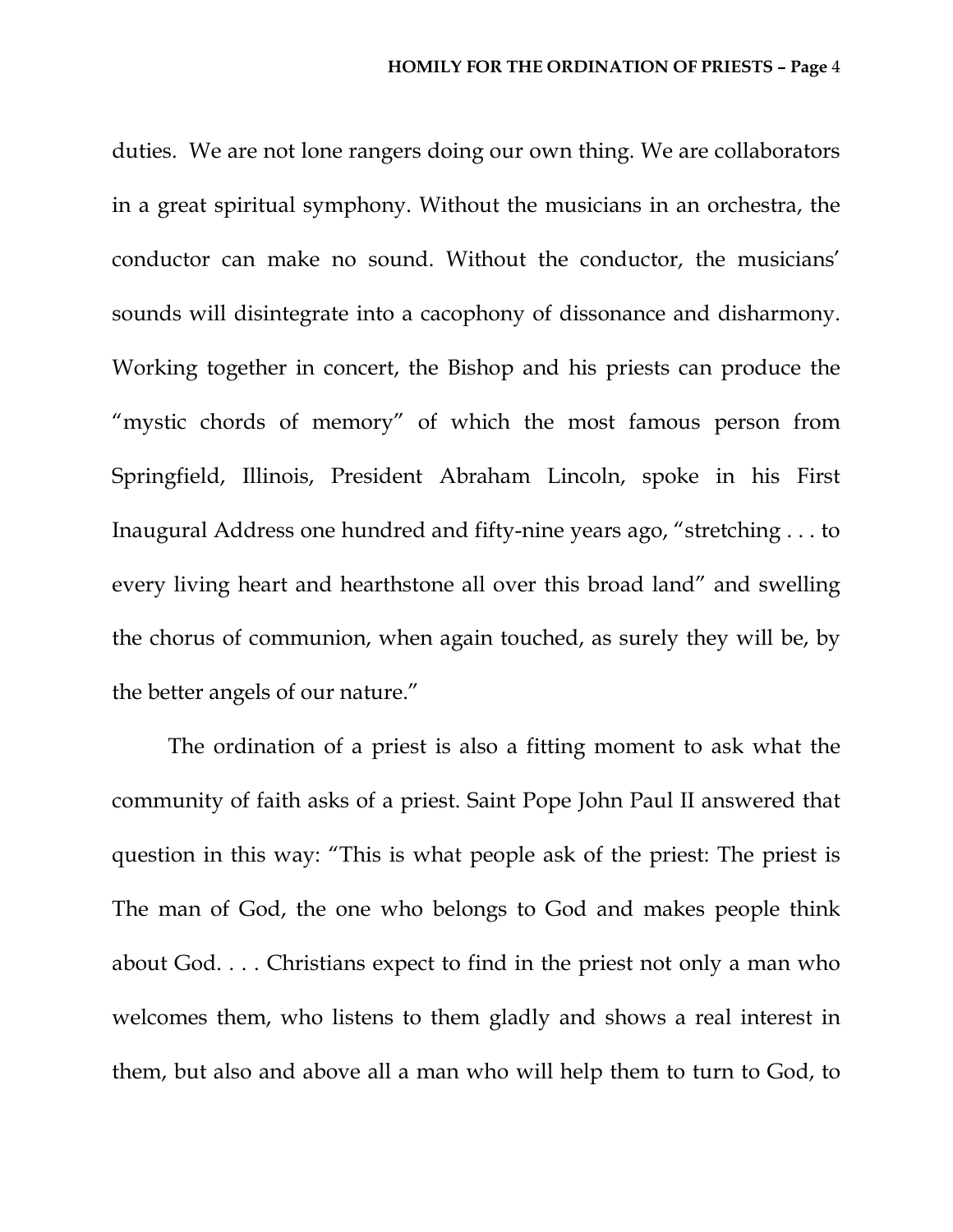duties. We are not lone rangers doing our own thing. We are collaborators in a great spiritual symphony. Without the musicians in an orchestra, the conductor can make no sound. Without the conductor, the musicians' sounds will disintegrate into a cacophony of dissonance and disharmony. Working together in concert, the Bishop and his priests can produce the "mystic chords of memory" of which the most famous person from Springfield, Illinois, President Abraham Lincoln, spoke in his First Inaugural Address one hundred and fifty-nine years ago, "stretching . . . to every living heart and hearthstone all over this broad land" and swelling the chorus of communion, when again touched, as surely they will be, by the better angels of our nature."

The ordination of a priest is also a fitting moment to ask what the community of faith asks of a priest. Saint Pope John Paul II answered that question in this way: "This is what people ask of the priest: The priest is The man of God, the one who belongs to God and makes people think about God. . . . Christians expect to find in the priest not only a man who welcomes them, who listens to them gladly and shows a real interest in them, but also and above all a man who will help them to turn to God, to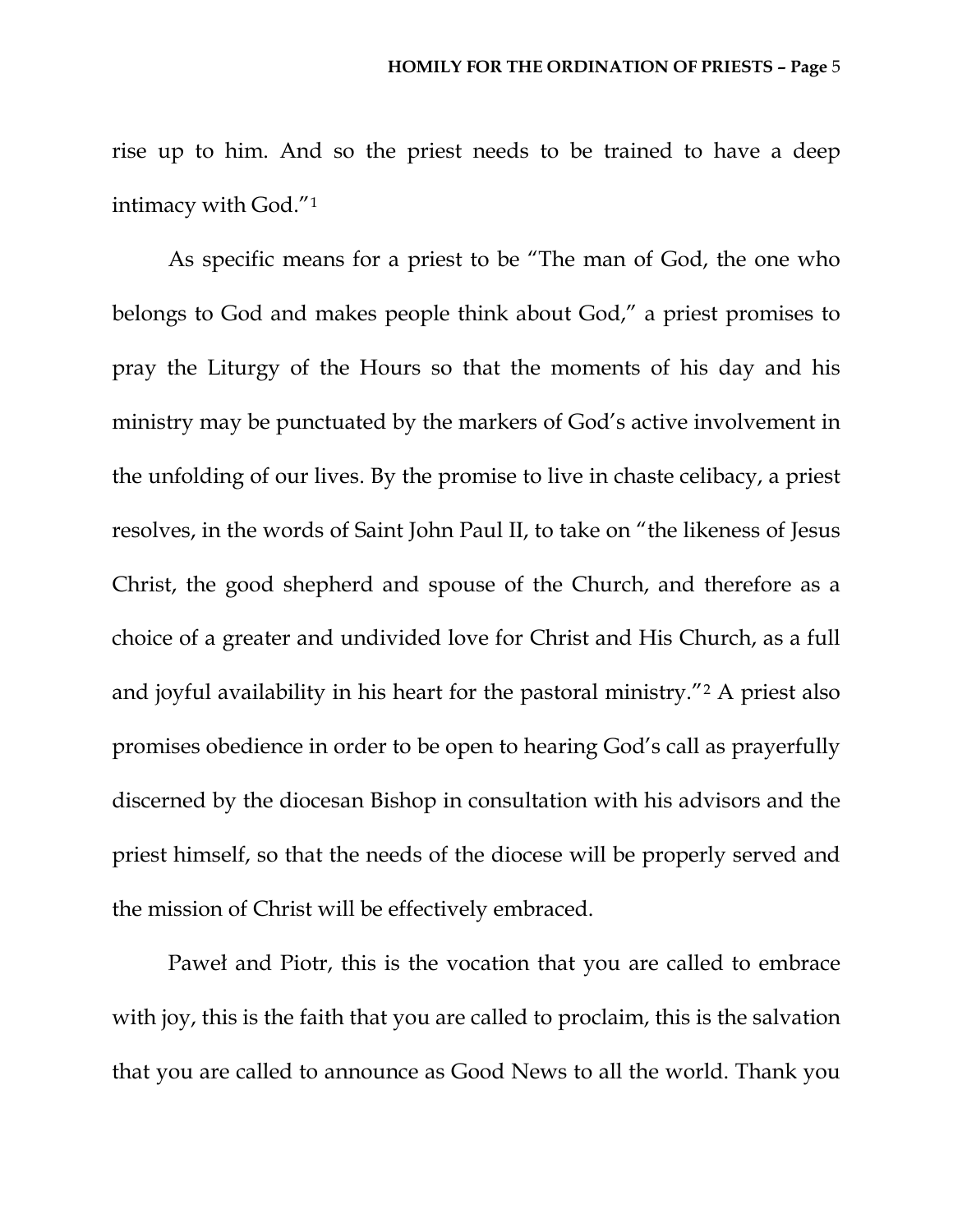rise up to him. And so the priest needs to be trained to have a deep intimacy with God."[1]

As specific means for a priest to be "The man of God, the one who belongs to God and makes people think about God," a priest promises to pray the Liturgy of the Hours so that the moments of his day and his ministry may be punctuated by the markers of God's active involvement in the unfolding of our lives. By the promise to live in chaste celibacy, a priest resolves, in the words of Saint John Paul II, to take on "the likeness of Jesus Christ, the good shepherd and spouse of the Church, and therefore as a choice of a greater and undivided love for Christ and His Church, as a full and joyful availability in his heart for the pastoral ministry."[2] A priest also promises obedience in order to be open to hearing God's call as prayerfully discerned by the diocesan Bishop in consultation with his advisors and the priest himself, so that the needs of the diocese will be properly served and the mission of Christ will be effectively embraced.

Paweł and Piotr, this is the vocation that you are called to embrace with joy, this is the faith that you are called to proclaim, this is the salvation that you are called to announce as Good News to all the world. Thank you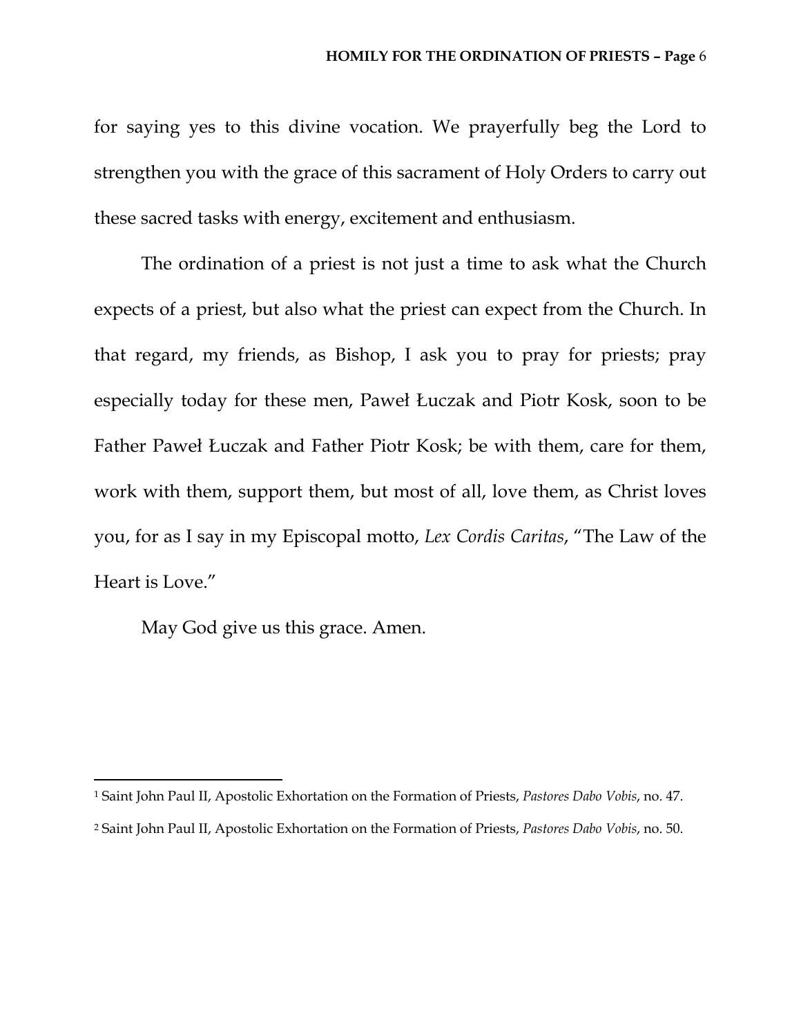for saying yes to this divine vocation. We prayerfully beg the Lord to strengthen you with the grace of this sacrament of Holy Orders to carry out these sacred tasks with energy, excitement and enthusiasm.

The ordination of a priest is not just a time to ask what the Church expects of a priest, but also what the priest can expect from the Church. In that regard, my friends, as Bishop, I ask you to pray for priests; pray especially today for these men, Paweł Łuczak and Piotr Kosk, soon to be Father Paweł Łuczak and Father Piotr Kosk; be with them, care for them, work with them, support them, but most of all, love them, as Christ loves you, for as I say in my Episcopal motto, *Lex Cordis Caritas*, "The Law of the Heart is Love."

May God give us this grace. Amen.

---

[1] Saint John Paul II, Apostolic Exhortation on the Formation of Priests, *Pastores Dabo Vobis*, no. 47.

[2] Saint John Paul II, Apostolic Exhortation on the Formation of Priests, *Pastores Dabo Vobis*, no. 50.